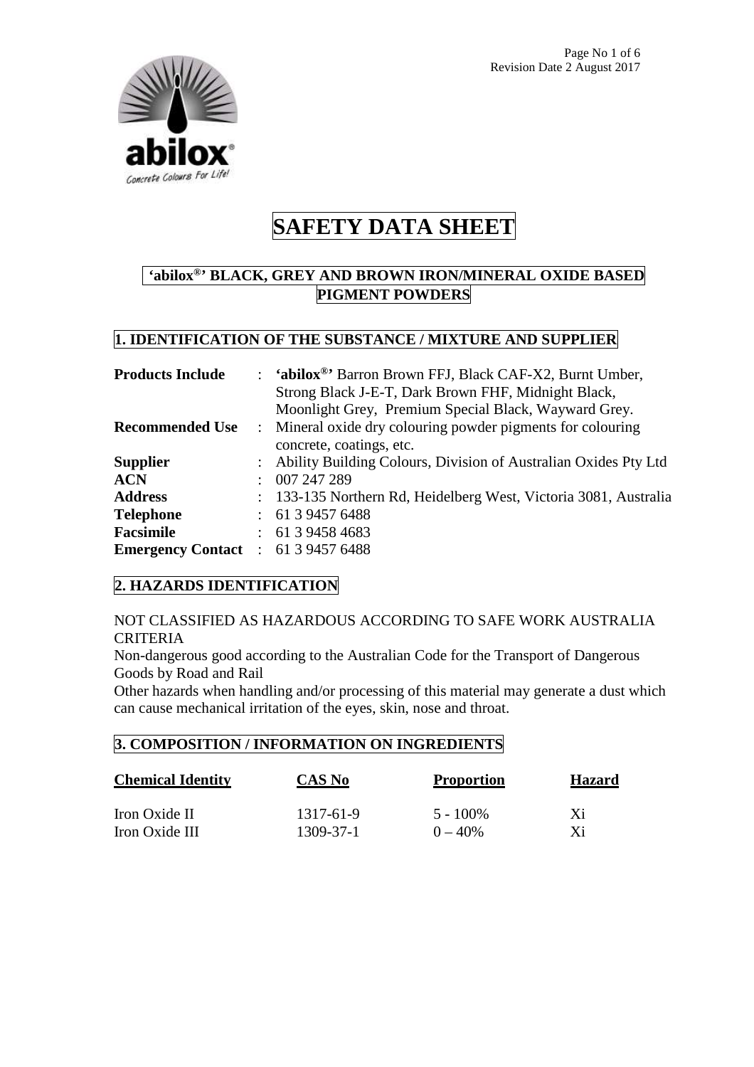# SAFETY DATA SHEET

## 'abilox®' BLACK, GREY AND BROWN IRON/MINERAL OXIDE BASED PIGMENT POWDERS

## 1. IDENTIFICATION OF THE SUBSTANCE / MIXTURE AND SUPPLIER

| | | |
|---|---|---|
| **Products Include** | : | **'abilox®'** Barron Brown FFJ, Black CAF-X2, Burnt Umber, Strong Black J-E-T, Dark Brown FHF, Midnight Black, Moonlight Grey, Premium Special Black, Wayward Grey. |
| **Recommended Use** | : | Mineral oxide dry colouring powder pigments for colouring concrete, coatings, etc. |
| **Supplier** | : | Ability Building Colours, Division of Australian Oxides Pty Ltd |
| **ACN** | : | 007 247 289 |
| **Address** | : | 133-135 Northern Rd, Heidelberg West, Victoria 3081, Australia |
| **Telephone** | : | 61 3 9457 6488 |
| **Facsimile** | : | 61 3 9458 4683 |
| **Emergency Contact** | : | 61 3 9457 6488 |

## 2. HAZARDS IDENTIFICATION

NOT CLASSIFIED AS HAZARDOUS ACCORDING TO SAFE WORK AUSTRALIA CRITERIA

Non-dangerous good according to the Australian Code for the Transport of Dangerous Goods by Road and Rail

Other hazards when handling and/or processing of this material may generate a dust which can cause mechanical irritation of the eyes, skin, nose and throat.

## 3. COMPOSITION / INFORMATION ON INGREDIENTS

| Chemical Identity | CAS No | Proportion | Hazard |
|---|---|---|---|
| Iron Oxide II | 1317-61-9 | 5 - 100% | Xi |
| Iron Oxide III | 1309-37-1 | 0 – 40% | Xi |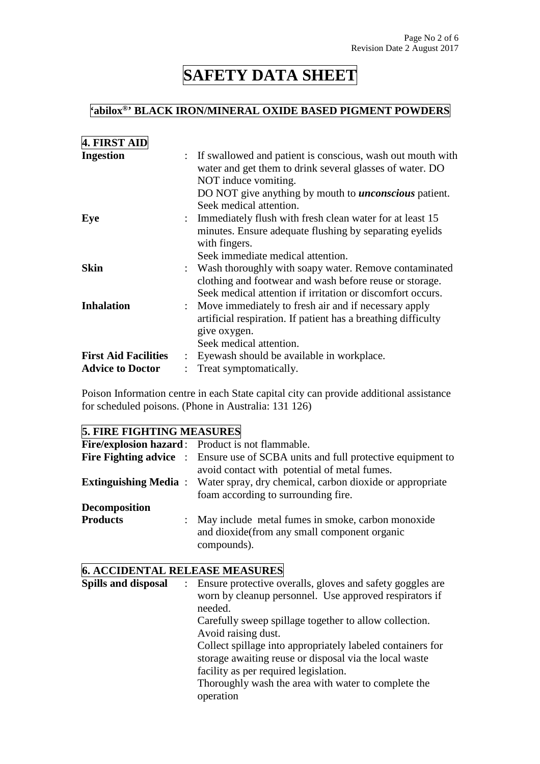# SAFETY DATA SHEET

## 'abilox®' BLACK IRON/MINERAL OXIDE BASED PIGMENT POWDERS

### 4. FIRST AID

**Ingestion** : If swallowed and patient is conscious, wash out mouth with water and get them to drink several glasses of water. DO NOT induce vomiting.
DO NOT give anything by mouth to ***unconscious*** patient.
Seek medical attention.

**Eye** : Immediately flush with fresh clean water for at least 15 minutes. Ensure adequate flushing by separating eyelids with fingers.
Seek immediate medical attention.

**Skin** : Wash thoroughly with soapy water. Remove contaminated clothing and footwear and wash before reuse or storage.
Seek medical attention if irritation or discomfort occurs.

**Inhalation** : Move immediately to fresh air and if necessary apply artificial respiration. If patient has a breathing difficulty give oxygen.
Seek medical attention.

**First Aid Facilities** : Eyewash should be available in workplace.

**Advice to Doctor** : Treat symptomatically.

Poison Information centre in each State capital city can provide additional assistance for scheduled poisons. (Phone in Australia: 131 126)

### 5. FIRE FIGHTING MEASURES

**Fire/explosion hazard** : Product is not flammable.

**Fire Fighting advice** : Ensure use of SCBA units and full protective equipment to avoid contact with potential of metal fumes.

**Extinguishing Media** : Water spray, dry chemical, carbon dioxide or appropriate foam according to surrounding fire.

**Decomposition Products** : May include metal fumes in smoke, carbon monoxide and dioxide(from any small component organic compounds).

### 6. ACCIDENTAL RELEASE MEASURES

**Spills and disposal** : Ensure protective overalls, gloves and safety goggles are worn by cleanup personnel. Use approved respirators if needed.
Carefully sweep spillage together to allow collection. Avoid raising dust.
Collect spillage into appropriately labeled containers for storage awaiting reuse or disposal via the local waste facility as per required legislation.
Thoroughly wash the area with water to complete the operation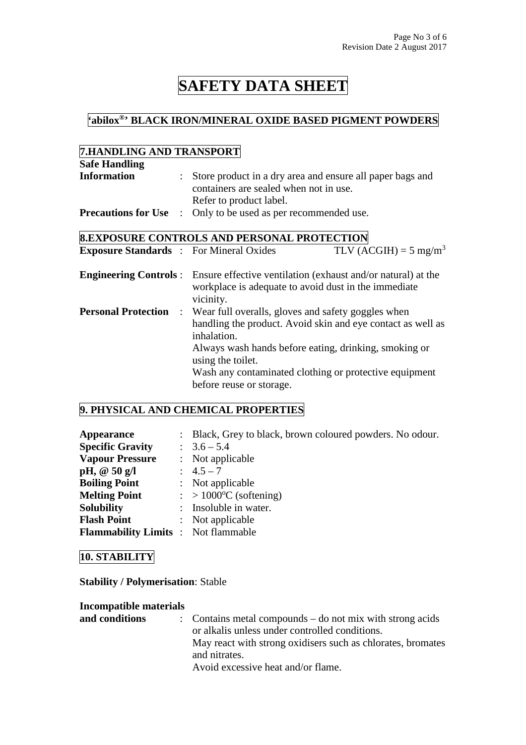# SAFETY DATA SHEET

## 'abilox®' BLACK IRON/MINERAL OXIDE BASED PIGMENT POWDERS

### 7.HANDLING AND TRANSPORT

**Safe Handling Information** : Store product in a dry area and ensure all paper bags and containers are sealed when not in use.
Refer to product label.

**Precautions for Use** : Only to be used as per recommended use.

### 8.EXPOSURE CONTROLS AND PERSONAL PROTECTION

**Exposure Standards** : For Mineral Oxides TLV (ACGIH) = 5 $mg/m^3$

**Engineering Controls** : Ensure effective ventilation (exhaust and/or natural) at the workplace is adequate to avoid dust in the immediate vicinity.

**Personal Protection** : Wear full overalls, gloves and safety goggles when handling the product. Avoid skin and eye contact as well as inhalation.
Always wash hands before eating, drinking, smoking or using the toilet.
Wash any contaminated clothing or protective equipment before reuse or storage.

### 9. PHYSICAL AND CHEMICAL PROPERTIES

**Appearance** : Black, Grey to black, brown coloured powders. No odour.
**Specific Gravity** : 3.6 – 5.4
**Vapour Pressure** : Not applicable
**pH, @ 50 g/l** : 4.5 – 7
**Boiling Point** : Not applicable
**Melting Point** : > 1000°C (softening)
**Solubility** : Insoluble in water.
**Flash Point** : Not applicable
**Flammability Limits** : Not flammable

### 10. STABILITY

**Stability / Polymerisation**: Stable

**Incompatible materials and conditions** : Contains metal compounds – do not mix with strong acids or alkalis unless under controlled conditions.
May react with strong oxidisers such as chlorates, bromates and nitrates.
Avoid excessive heat and/or flame.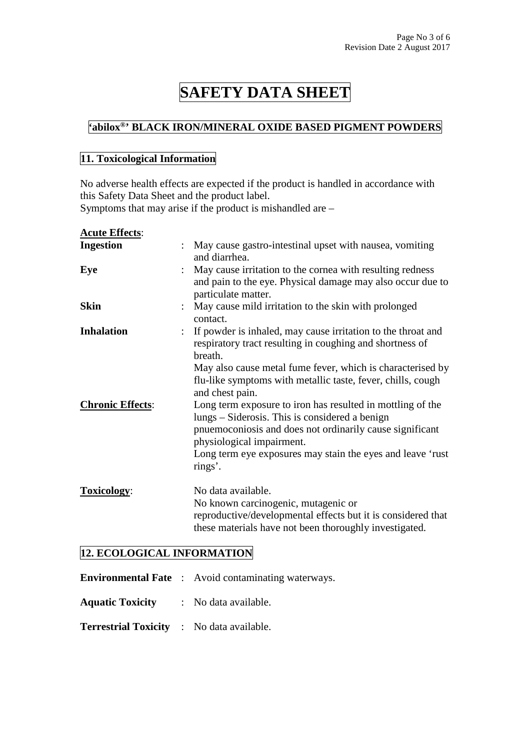# SAFETY DATA SHEET

## 'abilox®' BLACK IRON/MINERAL OXIDE BASED PIGMENT POWDERS

## 11. Toxicological Information

No adverse health effects are expected if the product is handled in accordance with this Safety Data Sheet and the product label.
Symptoms that may arise if the product is mishandled are –

**Acute Effects**:

**Ingestion** : May cause gastro-intestinal upset with nausea, vomiting and diarrhea.

**Eye** : May cause irritation to the cornea with resulting redness and pain to the eye. Physical damage may also occur due to particulate matter.

**Skin** : May cause mild irritation to the skin with prolonged contact.

**Inhalation** : If powder is inhaled, may cause irritation to the throat and respiratory tract resulting in coughing and shortness of breath.
May also cause metal fume fever, which is characterised by flu-like symptoms with metallic taste, fever, chills, cough and chest pain.

**Chronic Effects**: Long term exposure to iron has resulted in mottling of the lungs – Siderosis. This is considered a benign pnuemoconiosis and does not ordinarily cause significant physiological impairment.
Long term eye exposures may stain the eyes and leave 'rust rings'.

**Toxicology**: No data available.
No known carcinogenic, mutagenic or reproductive/developmental effects but it is considered that these materials have not been thoroughly investigated.

## 12. ECOLOGICAL INFORMATION

**Environmental Fate** : Avoid contaminating waterways.

**Aquatic Toxicity** : No data available.

**Terrestrial Toxicity** : No data available.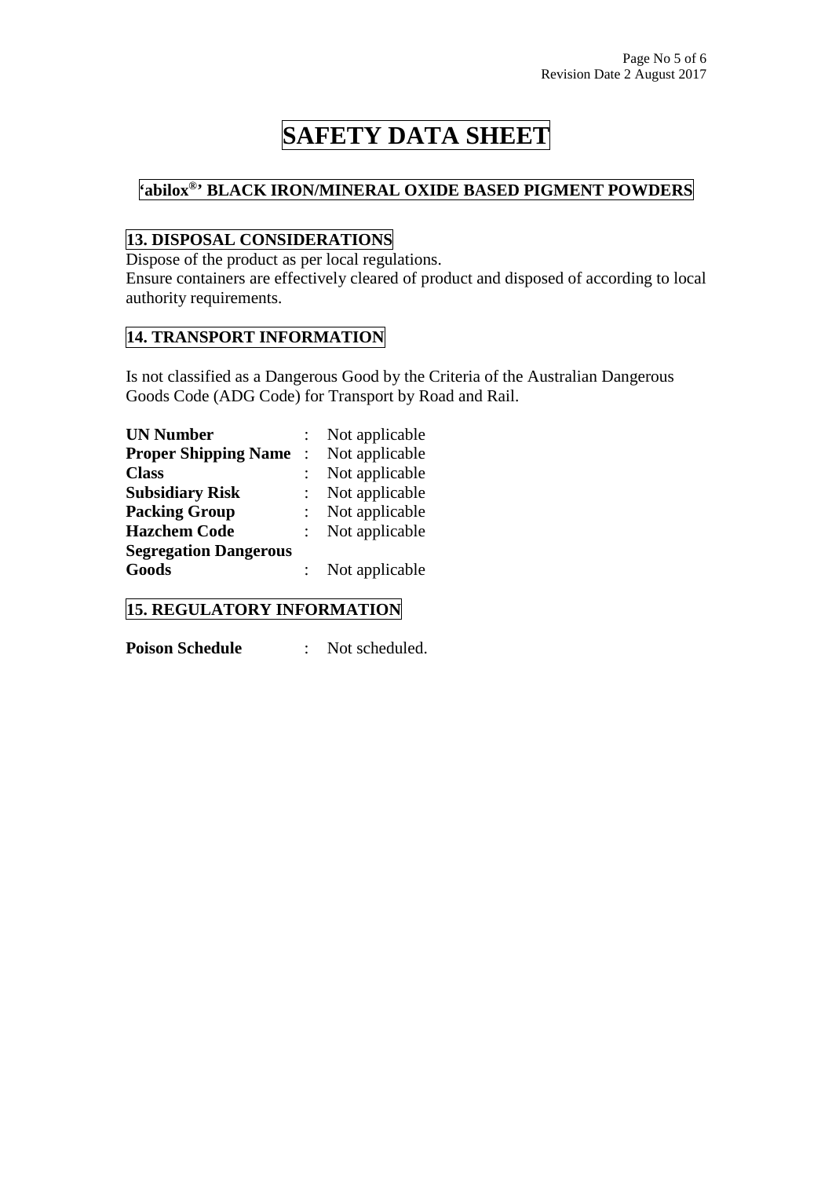# SAFETY DATA SHEET

## 'abilox®' BLACK IRON/MINERAL OXIDE BASED PIGMENT POWDERS

## 13. DISPOSAL CONSIDERATIONS

Dispose of the product as per local regulations.
Ensure containers are effectively cleared of product and disposed of according to local authority requirements.

## 14. TRANSPORT INFORMATION

Is not classified as a Dangerous Good by the Criteria of the Australian Dangerous Goods Code (ADG Code) for Transport by Road and Rail.

| | | |
|---|---|---|
| **UN Number** | : | Not applicable |
| **Proper Shipping Name** | : | Not applicable |
| **Class** | : | Not applicable |
| **Subsidiary Risk** | : | Not applicable |
| **Packing Group** | : | Not applicable |
| **Hazchem Code** | : | Not applicable |
| **Segregation Dangerous Goods** | : | Not applicable |

## 15. REGULATORY INFORMATION

**Poison Schedule** : Not scheduled.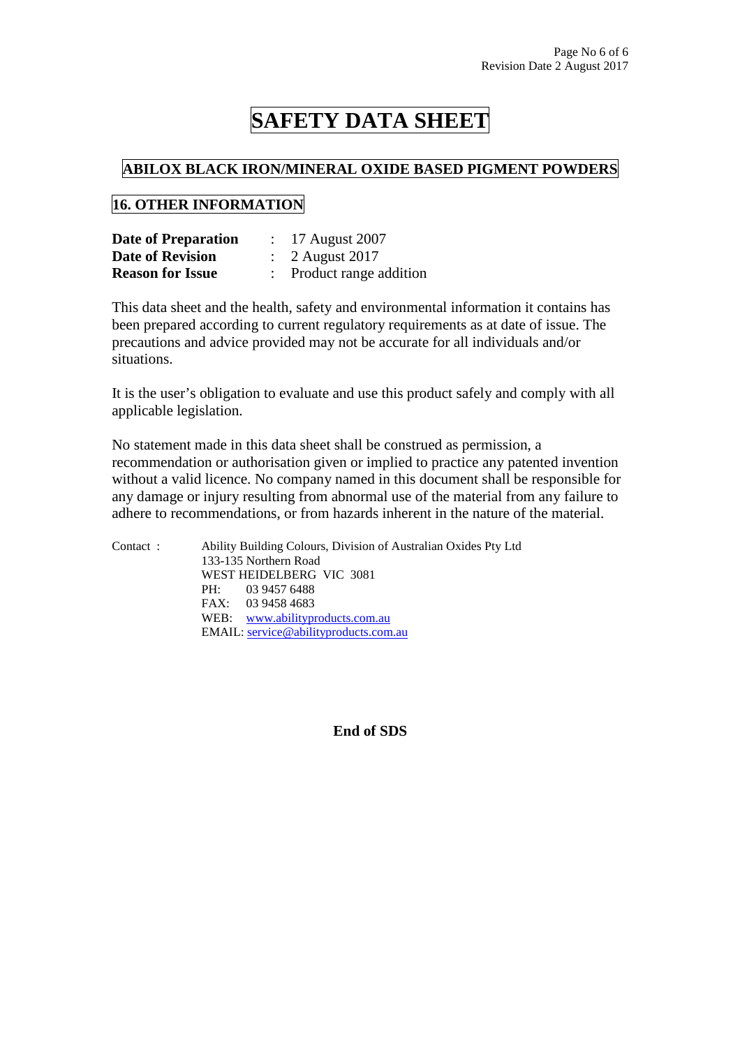# SAFETY DATA SHEET

## ABILOX BLACK IRON/MINERAL OXIDE BASED PIGMENT POWDERS

## 16. OTHER INFORMATION

**Date of Preparation** : 17 August 2007
**Date of Revision** : 2 August 2017
**Reason for Issue** : Product range addition

This data sheet and the health, safety and environmental information it contains has been prepared according to current regulatory requirements as at date of issue. The precautions and advice provided may not be accurate for all individuals and/or situations.

It is the user's obligation to evaluate and use this product safely and comply with all applicable legislation.

No statement made in this data sheet shall be construed as permission, a recommendation or authorisation given or implied to practice any patented invention without a valid licence. No company named in this document shall be responsible for any damage or injury resulting from abnormal use of the material from any failure to adhere to recommendations, or from hazards inherent in the nature of the material.

Contact : Ability Building Colours, Division of Australian Oxides Pty Ltd
133-135 Northern Road
WEST HEIDELBERG VIC 3081
PH: 03 9457 6488
FAX: 03 9458 4683
WEB: www.abilityproducts.com.au
EMAIL: service@abilityproducts.com.au

**End of SDS**